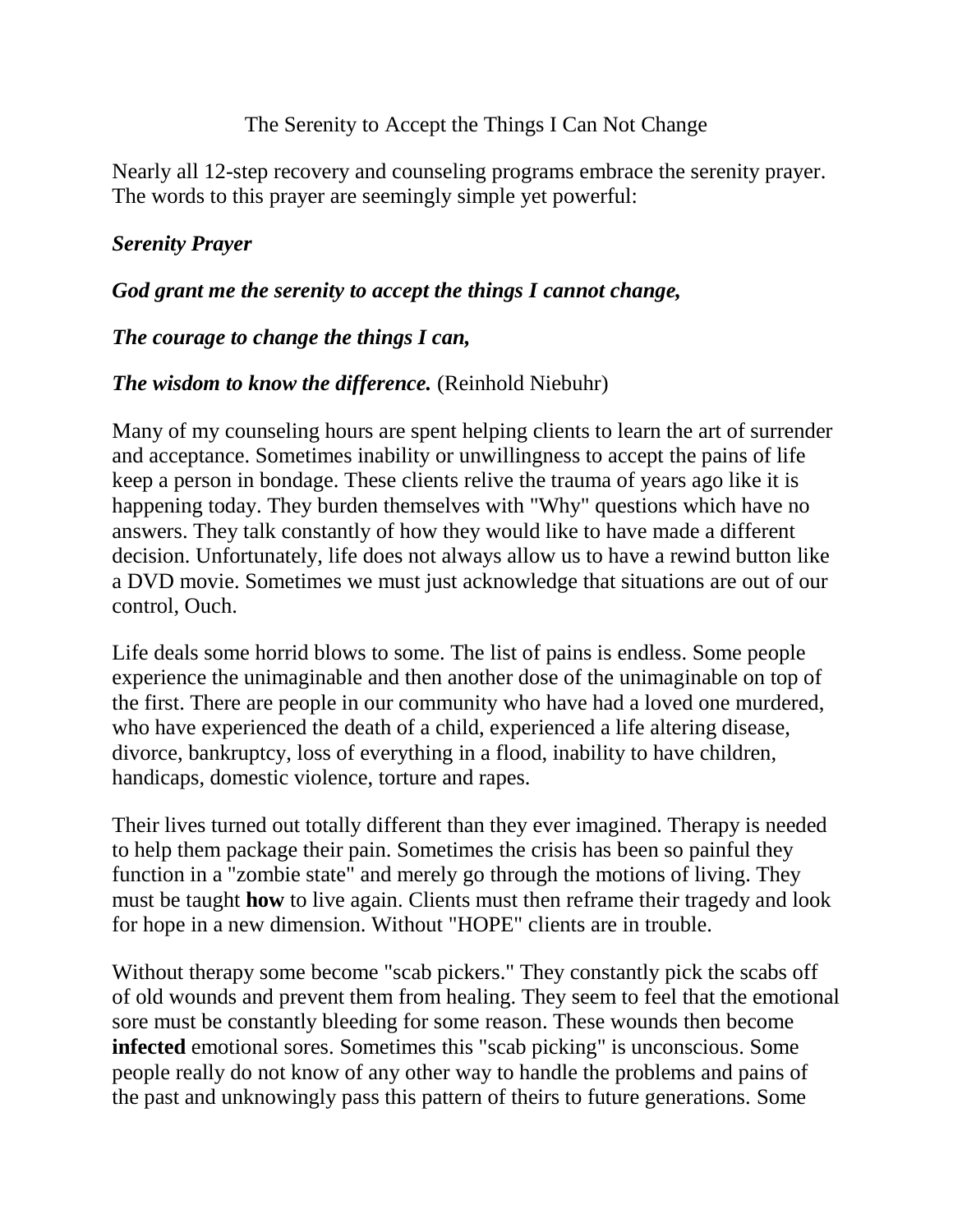# The Serenity to Accept the Things I Can Not Change

Nearly all 12-step recovery and counseling programs embrace the serenity prayer. The words to this prayer are seemingly simple yet powerful:

***Serenity Prayer***

***God grant me the serenity to accept the things I cannot change,***

***The courage to change the things I can,***

***The wisdom to know the difference.*** (Reinhold Niebuhr)

Many of my counseling hours are spent helping clients to learn the art of surrender and acceptance. Sometimes inability or unwillingness to accept the pains of life keep a person in bondage. These clients relive the trauma of years ago like it is happening today. They burden themselves with "Why" questions which have no answers. They talk constantly of how they would like to have made a different decision. Unfortunately, life does not always allow us to have a rewind button like a DVD movie. Sometimes we must just acknowledge that situations are out of our control, Ouch.

Life deals some horrid blows to some. The list of pains is endless. Some people experience the unimaginable and then another dose of the unimaginable on top of the first. There are people in our community who have had a loved one murdered, who have experienced the death of a child, experienced a life altering disease, divorce, bankruptcy, loss of everything in a flood, inability to have children, handicaps, domestic violence, torture and rapes.

Their lives turned out totally different than they ever imagined. Therapy is needed to help them package their pain. Sometimes the crisis has been so painful they function in a "zombie state" and merely go through the motions of living. They must be taught **how** to live again. Clients must then reframe their tragedy and look for hope in a new dimension. Without "HOPE" clients are in trouble.

Without therapy some become "scab pickers." They constantly pick the scabs off of old wounds and prevent them from healing. They seem to feel that the emotional sore must be constantly bleeding for some reason. These wounds then become **infected** emotional sores. Sometimes this "scab picking" is unconscious. Some people really do not know of any other way to handle the problems and pains of the past and unknowingly pass this pattern of theirs to future generations. Some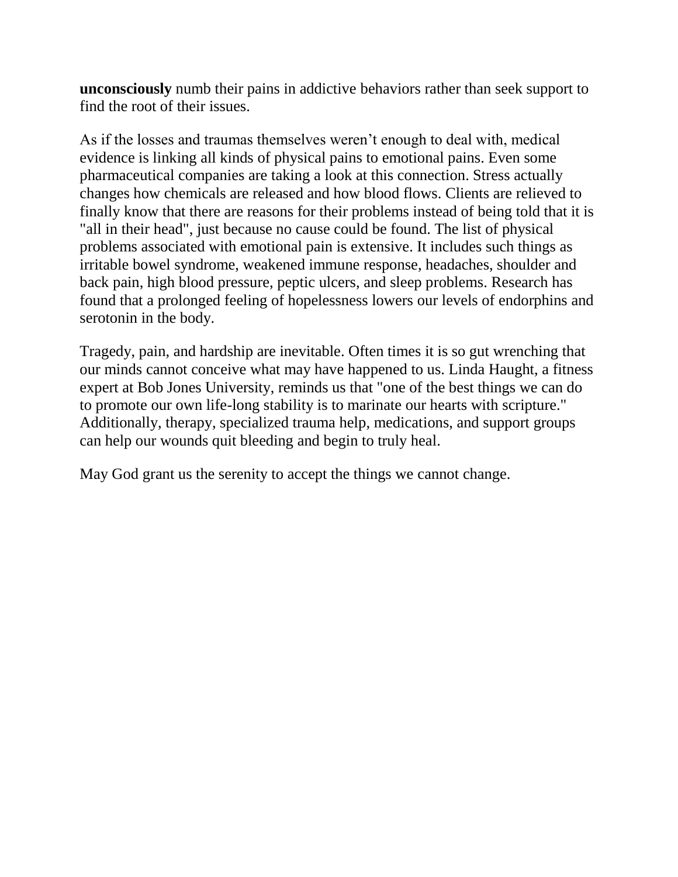**unconsciously** numb their pains in addictive behaviors rather than seek support to find the root of their issues.

As if the losses and traumas themselves weren't enough to deal with, medical evidence is linking all kinds of physical pains to emotional pains. Even some pharmaceutical companies are taking a look at this connection. Stress actually changes how chemicals are released and how blood flows. Clients are relieved to finally know that there are reasons for their problems instead of being told that it is "all in their head", just because no cause could be found. The list of physical problems associated with emotional pain is extensive. It includes such things as irritable bowel syndrome, weakened immune response, headaches, shoulder and back pain, high blood pressure, peptic ulcers, and sleep problems. Research has found that a prolonged feeling of hopelessness lowers our levels of endorphins and serotonin in the body.

Tragedy, pain, and hardship are inevitable. Often times it is so gut wrenching that our minds cannot conceive what may have happened to us. Linda Haught, a fitness expert at Bob Jones University, reminds us that "one of the best things we can do to promote our own life-long stability is to marinate our hearts with scripture." Additionally, therapy, specialized trauma help, medications, and support groups can help our wounds quit bleeding and begin to truly heal.

May God grant us the serenity to accept the things we cannot change.